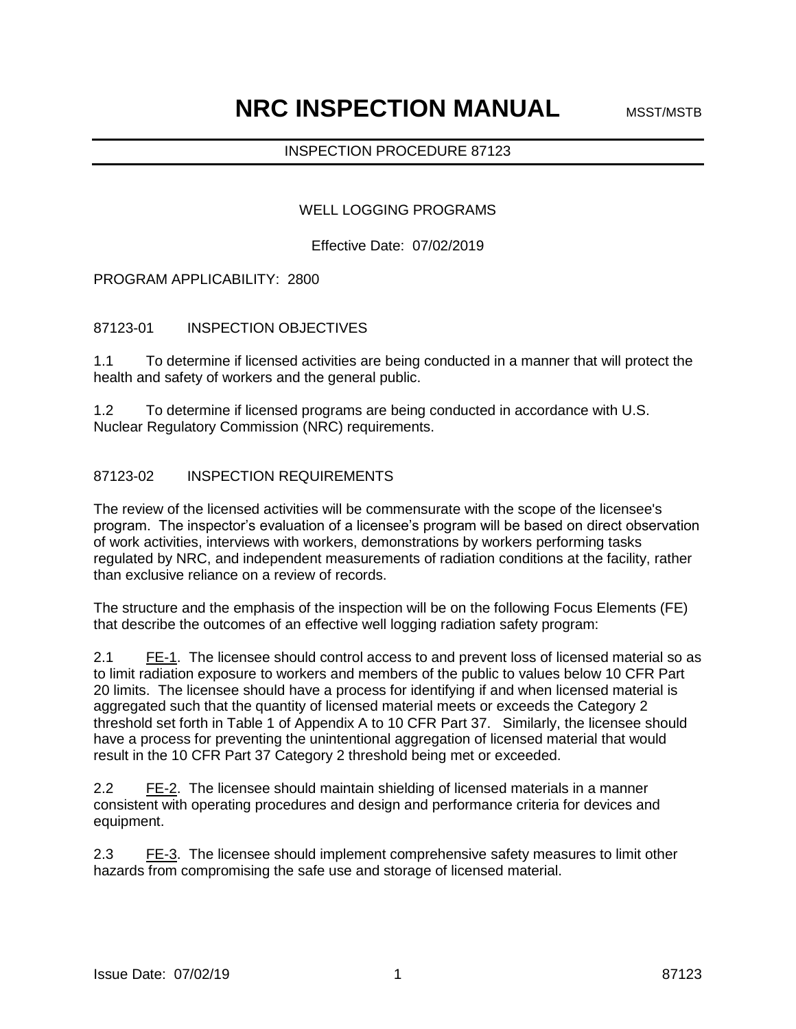# NRC INSPECTION MANUAL

MSST/MSTB

INSPECTION PROCEDURE 87123

## WELL LOGGING PROGRAMS

Effective Date: 07/02/2019

PROGRAM APPLICABILITY: 2800

## 87123-01 INSPECTION OBJECTIVES

1.1 To determine if licensed activities are being conducted in a manner that will protect the health and safety of workers and the general public.

1.2 To determine if licensed programs are being conducted in accordance with U.S. Nuclear Regulatory Commission (NRC) requirements.

## 87123-02 INSPECTION REQUIREMENTS

The review of the licensed activities will be commensurate with the scope of the licensee's program. The inspector's evaluation of a licensee's program will be based on direct observation of work activities, interviews with workers, demonstrations by workers performing tasks regulated by NRC, and independent measurements of radiation conditions at the facility, rather than exclusive reliance on a review of records.

The structure and the emphasis of the inspection will be on the following Focus Elements (FE) that describe the outcomes of an effective well logging radiation safety program:

2.1 FE-1. The licensee should control access to and prevent loss of licensed material so as to limit radiation exposure to workers and members of the public to values below 10 CFR Part 20 limits. The licensee should have a process for identifying if and when licensed material is aggregated such that the quantity of licensed material meets or exceeds the Category 2 threshold set forth in Table 1 of Appendix A to 10 CFR Part 37. Similarly, the licensee should have a process for preventing the unintentional aggregation of licensed material that would result in the 10 CFR Part 37 Category 2 threshold being met or exceeded.

2.2 FE-2. The licensee should maintain shielding of licensed materials in a manner consistent with operating procedures and design and performance criteria for devices and equipment.

2.3 FE-3. The licensee should implement comprehensive safety measures to limit other hazards from compromising the safe use and storage of licensed material.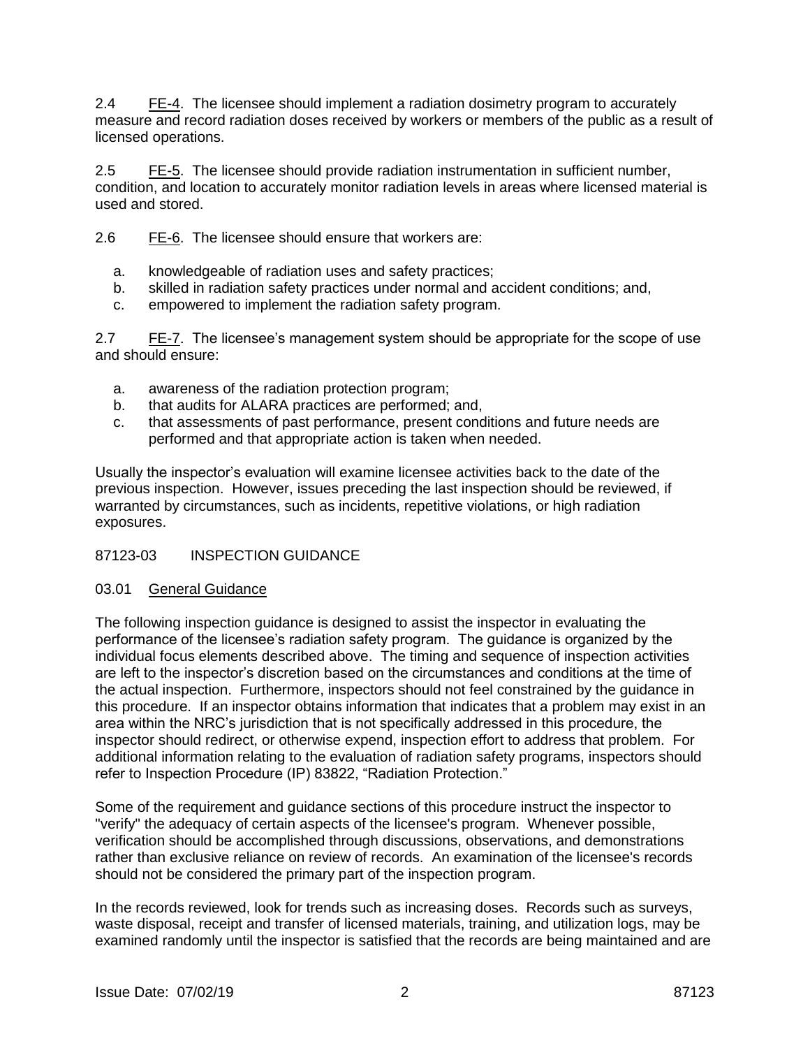2.4 FE-4. The licensee should implement a radiation dosimetry program to accurately measure and record radiation doses received by workers or members of the public as a result of licensed operations.

2.5 FE-5. The licensee should provide radiation instrumentation in sufficient number, condition, and location to accurately monitor radiation levels in areas where licensed material is used and stored.

2.6 FE-6. The licensee should ensure that workers are:

a. knowledgeable of radiation uses and safety practices;
b. skilled in radiation safety practices under normal and accident conditions; and,
c. empowered to implement the radiation safety program.

2.7 FE-7. The licensee's management system should be appropriate for the scope of use and should ensure:

a. awareness of the radiation protection program;
b. that audits for ALARA practices are performed; and,
c. that assessments of past performance, present conditions and future needs are performed and that appropriate action is taken when needed.

Usually the inspector's evaluation will examine licensee activities back to the date of the previous inspection. However, issues preceding the last inspection should be reviewed, if warranted by circumstances, such as incidents, repetitive violations, or high radiation exposures.

## 87123-03 INSPECTION GUIDANCE

### 03.01 General Guidance

The following inspection guidance is designed to assist the inspector in evaluating the performance of the licensee's radiation safety program. The guidance is organized by the individual focus elements described above. The timing and sequence of inspection activities are left to the inspector's discretion based on the circumstances and conditions at the time of the actual inspection. Furthermore, inspectors should not feel constrained by the guidance in this procedure. If an inspector obtains information that indicates that a problem may exist in an area within the NRC's jurisdiction that is not specifically addressed in this procedure, the inspector should redirect, or otherwise expend, inspection effort to address that problem. For additional information relating to the evaluation of radiation safety programs, inspectors should refer to Inspection Procedure (IP) 83822, "Radiation Protection."

Some of the requirement and guidance sections of this procedure instruct the inspector to "verify" the adequacy of certain aspects of the licensee's program. Whenever possible, verification should be accomplished through discussions, observations, and demonstrations rather than exclusive reliance on review of records. An examination of the licensee's records should not be considered the primary part of the inspection program.

In the records reviewed, look for trends such as increasing doses. Records such as surveys, waste disposal, receipt and transfer of licensed materials, training, and utilization logs, may be examined randomly until the inspector is satisfied that the records are being maintained and are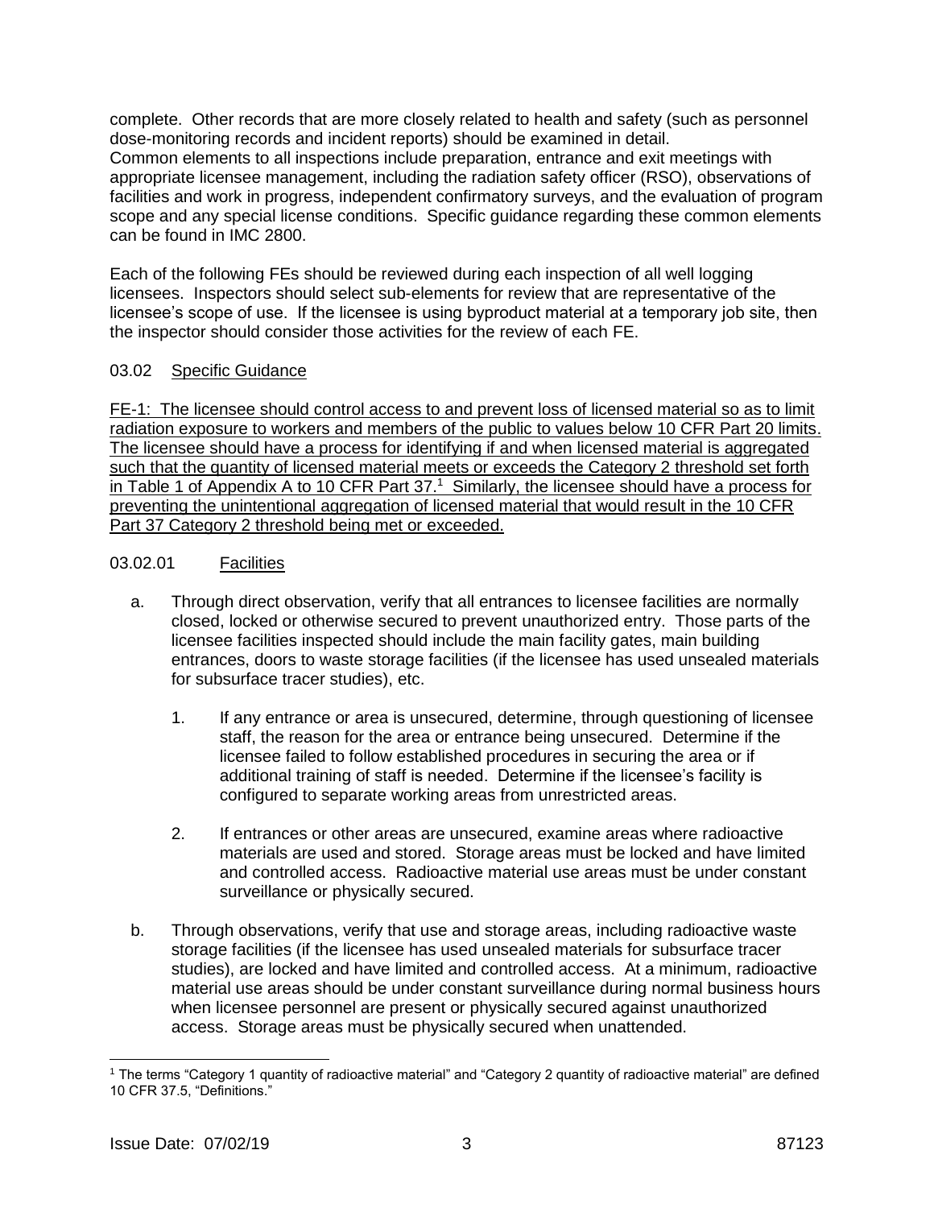complete. Other records that are more closely related to health and safety (such as personnel dose-monitoring records and incident reports) should be examined in detail.
Common elements to all inspections include preparation, entrance and exit meetings with appropriate licensee management, including the radiation safety officer (RSO), observations of facilities and work in progress, independent confirmatory surveys, and the evaluation of program scope and any special license conditions. Specific guidance regarding these common elements can be found in IMC 2800.

Each of the following FEs should be reviewed during each inspection of all well logging licensees. Inspectors should select sub-elements for review that are representative of the licensee's scope of use. If the licensee is using byproduct material at a temporary job site, then the inspector should consider those activities for the review of each FE.

03.02 Specific Guidance

FE-1: The licensee should control access to and prevent loss of licensed material so as to limit radiation exposure to workers and members of the public to values below 10 CFR Part 20 limits. The licensee should have a process for identifying if and when licensed material is aggregated such that the quantity of licensed material meets or exceeds the Category 2 threshold set forth in Table 1 of Appendix A to 10 CFR Part 37.[1] Similarly, the licensee should have a process for preventing the unintentional aggregation of licensed material that would result in the 10 CFR Part 37 Category 2 threshold being met or exceeded.

03.02.01 Facilities

a. Through direct observation, verify that all entrances to licensee facilities are normally closed, locked or otherwise secured to prevent unauthorized entry. Those parts of the licensee facilities inspected should include the main facility gates, main building entrances, doors to waste storage facilities (if the licensee has used unsealed materials for subsurface tracer studies), etc.

   1. If any entrance or area is unsecured, determine, through questioning of licensee staff, the reason for the area or entrance being unsecured. Determine if the licensee failed to follow established procedures in securing the area or if additional training of staff is needed. Determine if the licensee's facility is configured to separate working areas from unrestricted areas.

   2. If entrances or other areas are unsecured, examine areas where radioactive materials are used and stored. Storage areas must be locked and have limited and controlled access. Radioactive material use areas must be under constant surveillance or physically secured.

b. Through observations, verify that use and storage areas, including radioactive waste storage facilities (if the licensee has used unsealed materials for subsurface tracer studies), are locked and have limited and controlled access. At a minimum, radioactive material use areas should be under constant surveillance during normal business hours when licensee personnel are present or physically secured against unauthorized access. Storage areas must be physically secured when unattended.

[1] The terms "Category 1 quantity of radioactive material" and "Category 2 quantity of radioactive material" are defined 10 CFR 37.5, "Definitions."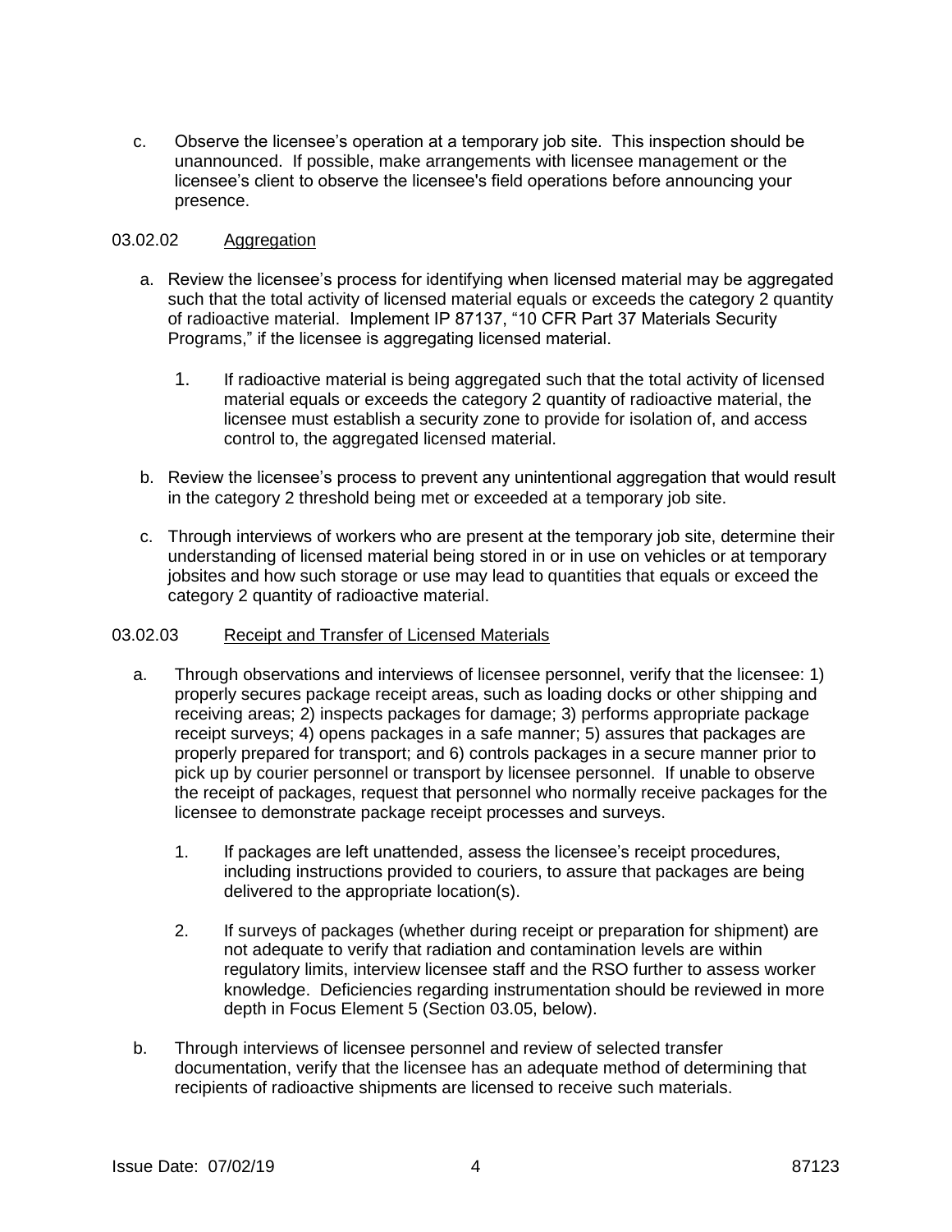c. Observe the licensee's operation at a temporary job site. This inspection should be unannounced. If possible, make arrangements with licensee management or the licensee's client to observe the licensee's field operations before announcing your presence.

03.02.02 Aggregation

a. Review the licensee's process for identifying when licensed material may be aggregated such that the total activity of licensed material equals or exceeds the category 2 quantity of radioactive material. Implement IP 87137, "10 CFR Part 37 Materials Security Programs," if the licensee is aggregating licensed material.

   1. If radioactive material is being aggregated such that the total activity of licensed material equals or exceeds the category 2 quantity of radioactive material, the licensee must establish a security zone to provide for isolation of, and access control to, the aggregated licensed material.

b. Review the licensee's process to prevent any unintentional aggregation that would result in the category 2 threshold being met or exceeded at a temporary job site.

c. Through interviews of workers who are present at the temporary job site, determine their understanding of licensed material being stored in or in use on vehicles or at temporary jobsites and how such storage or use may lead to quantities that equals or exceed the category 2 quantity of radioactive material.

03.02.03 Receipt and Transfer of Licensed Materials

a. Through observations and interviews of licensee personnel, verify that the licensee: 1) properly secures package receipt areas, such as loading docks or other shipping and receiving areas; 2) inspects packages for damage; 3) performs appropriate package receipt surveys; 4) opens packages in a safe manner; 5) assures that packages are properly prepared for transport; and 6) controls packages in a secure manner prior to pick up by courier personnel or transport by licensee personnel. If unable to observe the receipt of packages, request that personnel who normally receive packages for the licensee to demonstrate package receipt processes and surveys.

   1. If packages are left unattended, assess the licensee's receipt procedures, including instructions provided to couriers, to assure that packages are being delivered to the appropriate location(s).

   2. If surveys of packages (whether during receipt or preparation for shipment) are not adequate to verify that radiation and contamination levels are within regulatory limits, interview licensee staff and the RSO further to assess worker knowledge. Deficiencies regarding instrumentation should be reviewed in more depth in Focus Element 5 (Section 03.05, below).

b. Through interviews of licensee personnel and review of selected transfer documentation, verify that the licensee has an adequate method of determining that recipients of radioactive shipments are licensed to receive such materials.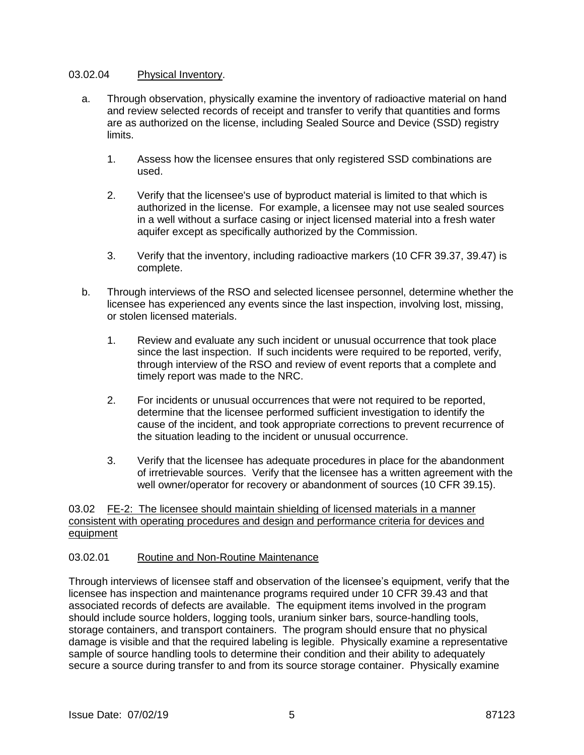03.02.04 Physical Inventory.

a. Through observation, physically examine the inventory of radioactive material on hand and review selected records of receipt and transfer to verify that quantities and forms are as authorized on the license, including Sealed Source and Device (SSD) registry limits.

   1. Assess how the licensee ensures that only registered SSD combinations are used.

   2. Verify that the licensee's use of byproduct material is limited to that which is authorized in the license. For example, a licensee may not use sealed sources in a well without a surface casing or inject licensed material into a fresh water aquifer except as specifically authorized by the Commission.

   3. Verify that the inventory, including radioactive markers (10 CFR 39.37, 39.47) is complete.

b. Through interviews of the RSO and selected licensee personnel, determine whether the licensee has experienced any events since the last inspection, involving lost, missing, or stolen licensed materials.

   1. Review and evaluate any such incident or unusual occurrence that took place since the last inspection. If such incidents were required to be reported, verify, through interview of the RSO and review of event reports that a complete and timely report was made to the NRC.

   2. For incidents or unusual occurrences that were not required to be reported, determine that the licensee performed sufficient investigation to identify the cause of the incident, and took appropriate corrections to prevent recurrence of the situation leading to the incident or unusual occurrence.

   3. Verify that the licensee has adequate procedures in place for the abandonment of irretrievable sources. Verify that the licensee has a written agreement with the well owner/operator for recovery or abandonment of sources (10 CFR 39.15).

03.02 FE-2: The licensee should maintain shielding of licensed materials in a manner consistent with operating procedures and design and performance criteria for devices and equipment

03.02.01 Routine and Non-Routine Maintenance

Through interviews of licensee staff and observation of the licensee's equipment, verify that the licensee has inspection and maintenance programs required under 10 CFR 39.43 and that associated records of defects are available. The equipment items involved in the program should include source holders, logging tools, uranium sinker bars, source-handling tools, storage containers, and transport containers. The program should ensure that no physical damage is visible and that the required labeling is legible. Physically examine a representative sample of source handling tools to determine their condition and their ability to adequately secure a source during transfer to and from its source storage container. Physically examine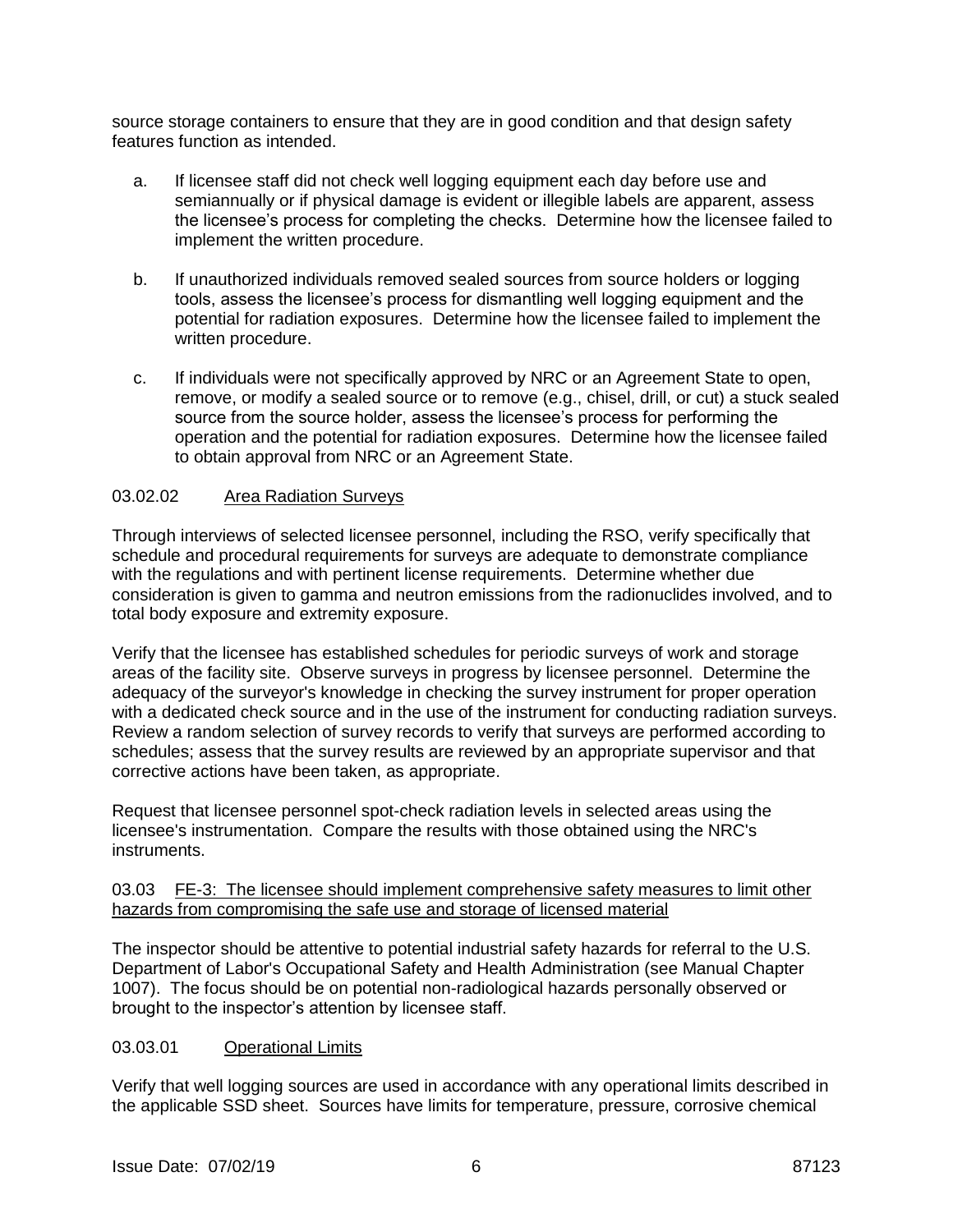source storage containers to ensure that they are in good condition and that design safety features function as intended.

a. If licensee staff did not check well logging equipment each day before use and semiannually or if physical damage is evident or illegible labels are apparent, assess the licensee's process for completing the checks. Determine how the licensee failed to implement the written procedure.

b. If unauthorized individuals removed sealed sources from source holders or logging tools, assess the licensee's process for dismantling well logging equipment and the potential for radiation exposures. Determine how the licensee failed to implement the written procedure.

c. If individuals were not specifically approved by NRC or an Agreement State to open, remove, or modify a sealed source or to remove (e.g., chisel, drill, or cut) a stuck sealed source from the source holder, assess the licensee's process for performing the operation and the potential for radiation exposures. Determine how the licensee failed to obtain approval from NRC or an Agreement State.

03.02.02 Area Radiation Surveys

Through interviews of selected licensee personnel, including the RSO, verify specifically that schedule and procedural requirements for surveys are adequate to demonstrate compliance with the regulations and with pertinent license requirements. Determine whether due consideration is given to gamma and neutron emissions from the radionuclides involved, and to total body exposure and extremity exposure.

Verify that the licensee has established schedules for periodic surveys of work and storage areas of the facility site. Observe surveys in progress by licensee personnel. Determine the adequacy of the surveyor's knowledge in checking the survey instrument for proper operation with a dedicated check source and in the use of the instrument for conducting radiation surveys. Review a random selection of survey records to verify that surveys are performed according to schedules; assess that the survey results are reviewed by an appropriate supervisor and that corrective actions have been taken, as appropriate.

Request that licensee personnel spot-check radiation levels in selected areas using the licensee's instrumentation. Compare the results with those obtained using the NRC's instruments.

03.03 FE-3: The licensee should implement comprehensive safety measures to limit other hazards from compromising the safe use and storage of licensed material

The inspector should be attentive to potential industrial safety hazards for referral to the U.S. Department of Labor's Occupational Safety and Health Administration (see Manual Chapter 1007). The focus should be on potential non-radiological hazards personally observed or brought to the inspector's attention by licensee staff.

03.03.01 Operational Limits

Verify that well logging sources are used in accordance with any operational limits described in the applicable SSD sheet. Sources have limits for temperature, pressure, corrosive chemical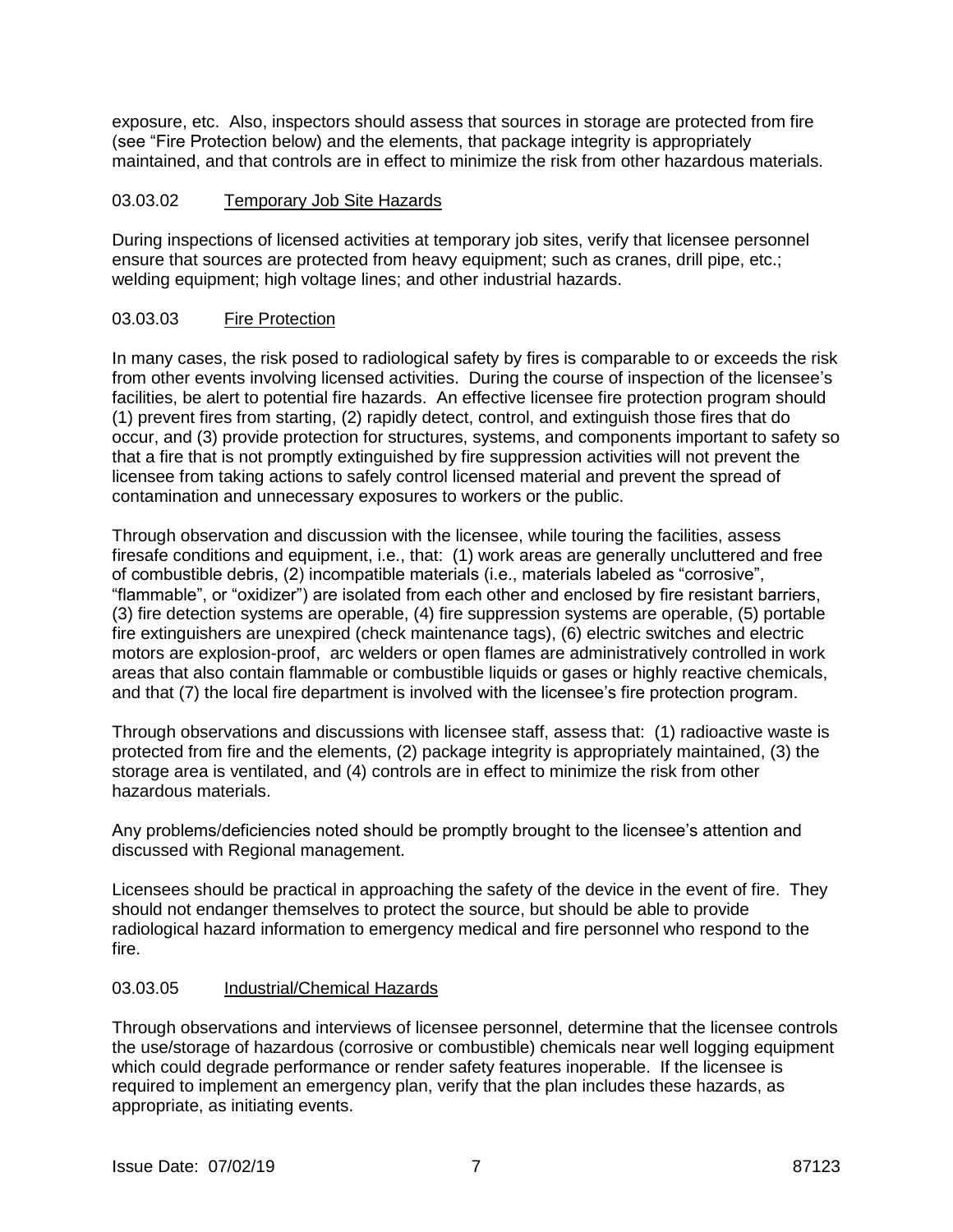exposure, etc. Also, inspectors should assess that sources in storage are protected from fire (see "Fire Protection below) and the elements, that package integrity is appropriately maintained, and that controls are in effect to minimize the risk from other hazardous materials.

### 03.03.02 Temporary Job Site Hazards

During inspections of licensed activities at temporary job sites, verify that licensee personnel ensure that sources are protected from heavy equipment; such as cranes, drill pipe, etc.; welding equipment; high voltage lines; and other industrial hazards.

### 03.03.03 Fire Protection

In many cases, the risk posed to radiological safety by fires is comparable to or exceeds the risk from other events involving licensed activities. During the course of inspection of the licensee's facilities, be alert to potential fire hazards. An effective licensee fire protection program should (1) prevent fires from starting, (2) rapidly detect, control, and extinguish those fires that do occur, and (3) provide protection for structures, systems, and components important to safety so that a fire that is not promptly extinguished by fire suppression activities will not prevent the licensee from taking actions to safely control licensed material and prevent the spread of contamination and unnecessary exposures to workers or the public.

Through observation and discussion with the licensee, while touring the facilities, assess firesafe conditions and equipment, i.e., that: (1) work areas are generally uncluttered and free of combustible debris, (2) incompatible materials (i.e., materials labeled as "corrosive", "flammable", or "oxidizer") are isolated from each other and enclosed by fire resistant barriers, (3) fire detection systems are operable, (4) fire suppression systems are operable, (5) portable fire extinguishers are unexpired (check maintenance tags), (6) electric switches and electric motors are explosion-proof, arc welders or open flames are administratively controlled in work areas that also contain flammable or combustible liquids or gases or highly reactive chemicals, and that (7) the local fire department is involved with the licensee's fire protection program.

Through observations and discussions with licensee staff, assess that: (1) radioactive waste is protected from fire and the elements, (2) package integrity is appropriately maintained, (3) the storage area is ventilated, and (4) controls are in effect to minimize the risk from other hazardous materials.

Any problems/deficiencies noted should be promptly brought to the licensee's attention and discussed with Regional management.

Licensees should be practical in approaching the safety of the device in the event of fire. They should not endanger themselves to protect the source, but should be able to provide radiological hazard information to emergency medical and fire personnel who respond to the fire.

### 03.03.05 Industrial/Chemical Hazards

Through observations and interviews of licensee personnel, determine that the licensee controls the use/storage of hazardous (corrosive or combustible) chemicals near well logging equipment which could degrade performance or render safety features inoperable. If the licensee is required to implement an emergency plan, verify that the plan includes these hazards, as appropriate, as initiating events.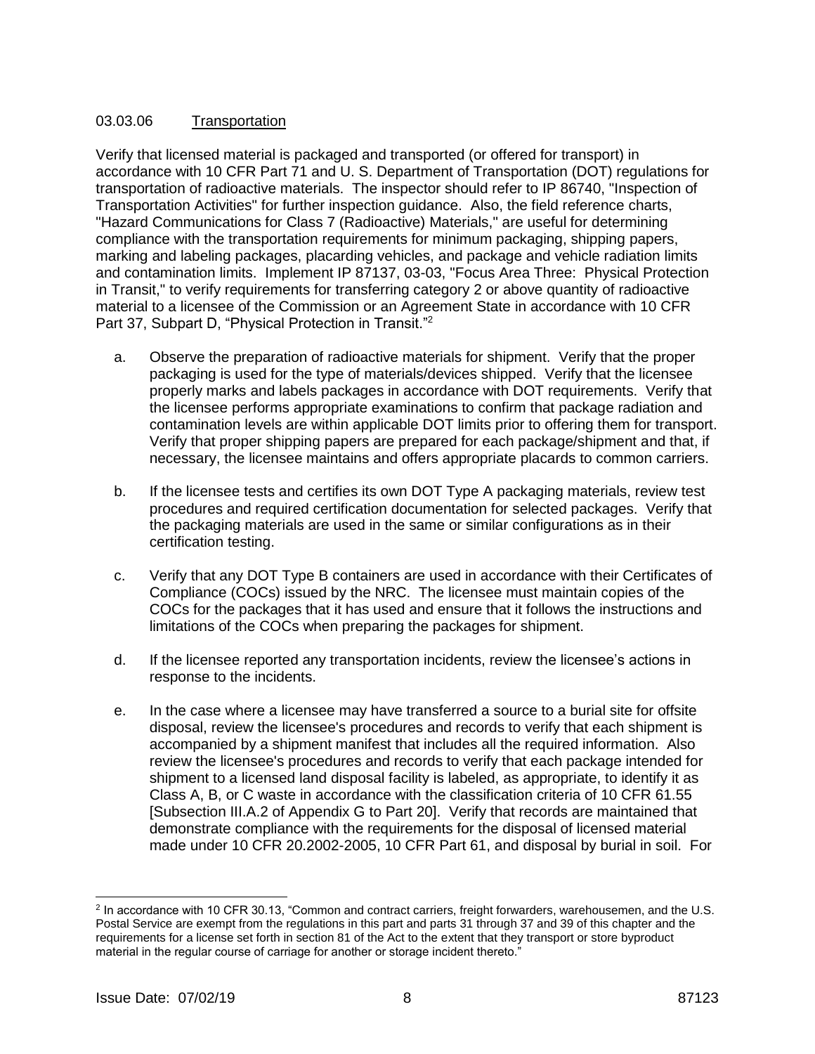### 03.03.06 Transportation

Verify that licensed material is packaged and transported (or offered for transport) in accordance with 10 CFR Part 71 and U. S. Department of Transportation (DOT) regulations for transportation of radioactive materials. The inspector should refer to IP 86740, "Inspection of Transportation Activities" for further inspection guidance. Also, the field reference charts, "Hazard Communications for Class 7 (Radioactive) Materials," are useful for determining compliance with the transportation requirements for minimum packaging, shipping papers, marking and labeling packages, placarding vehicles, and package and vehicle radiation limits and contamination limits. Implement IP 87137, 03-03, "Focus Area Three: Physical Protection in Transit," to verify requirements for transferring category 2 or above quantity of radioactive material to a licensee of the Commission or an Agreement State in accordance with 10 CFR Part 37, Subpart D, "Physical Protection in Transit."[2]

a. Observe the preparation of radioactive materials for shipment. Verify that the proper packaging is used for the type of materials/devices shipped. Verify that the licensee properly marks and labels packages in accordance with DOT requirements. Verify that the licensee performs appropriate examinations to confirm that package radiation and contamination levels are within applicable DOT limits prior to offering them for transport. Verify that proper shipping papers are prepared for each package/shipment and that, if necessary, the licensee maintains and offers appropriate placards to common carriers.

b. If the licensee tests and certifies its own DOT Type A packaging materials, review test procedures and required certification documentation for selected packages. Verify that the packaging materials are used in the same or similar configurations as in their certification testing.

c. Verify that any DOT Type B containers are used in accordance with their Certificates of Compliance (COCs) issued by the NRC. The licensee must maintain copies of the COCs for the packages that it has used and ensure that it follows the instructions and limitations of the COCs when preparing the packages for shipment.

d. If the licensee reported any transportation incidents, review the licensee's actions in response to the incidents.

e. In the case where a licensee may have transferred a source to a burial site for offsite disposal, review the licensee's procedures and records to verify that each shipment is accompanied by a shipment manifest that includes all the required information. Also review the licensee's procedures and records to verify that each package intended for shipment to a licensed land disposal facility is labeled, as appropriate, to identify it as Class A, B, or C waste in accordance with the classification criteria of 10 CFR 61.55 [Subsection III.A.2 of Appendix G to Part 20]. Verify that records are maintained that demonstrate compliance with the requirements for the disposal of licensed material made under 10 CFR 20.2002-2005, 10 CFR Part 61, and disposal by burial in soil. For

---

[2] In accordance with 10 CFR 30.13, "Common and contract carriers, freight forwarders, warehousemen, and the U.S. Postal Service are exempt from the regulations in this part and parts 31 through 37 and 39 of this chapter and the requirements for a license set forth in section 81 of the Act to the extent that they transport or store byproduct material in the regular course of carriage for another or storage incident thereto."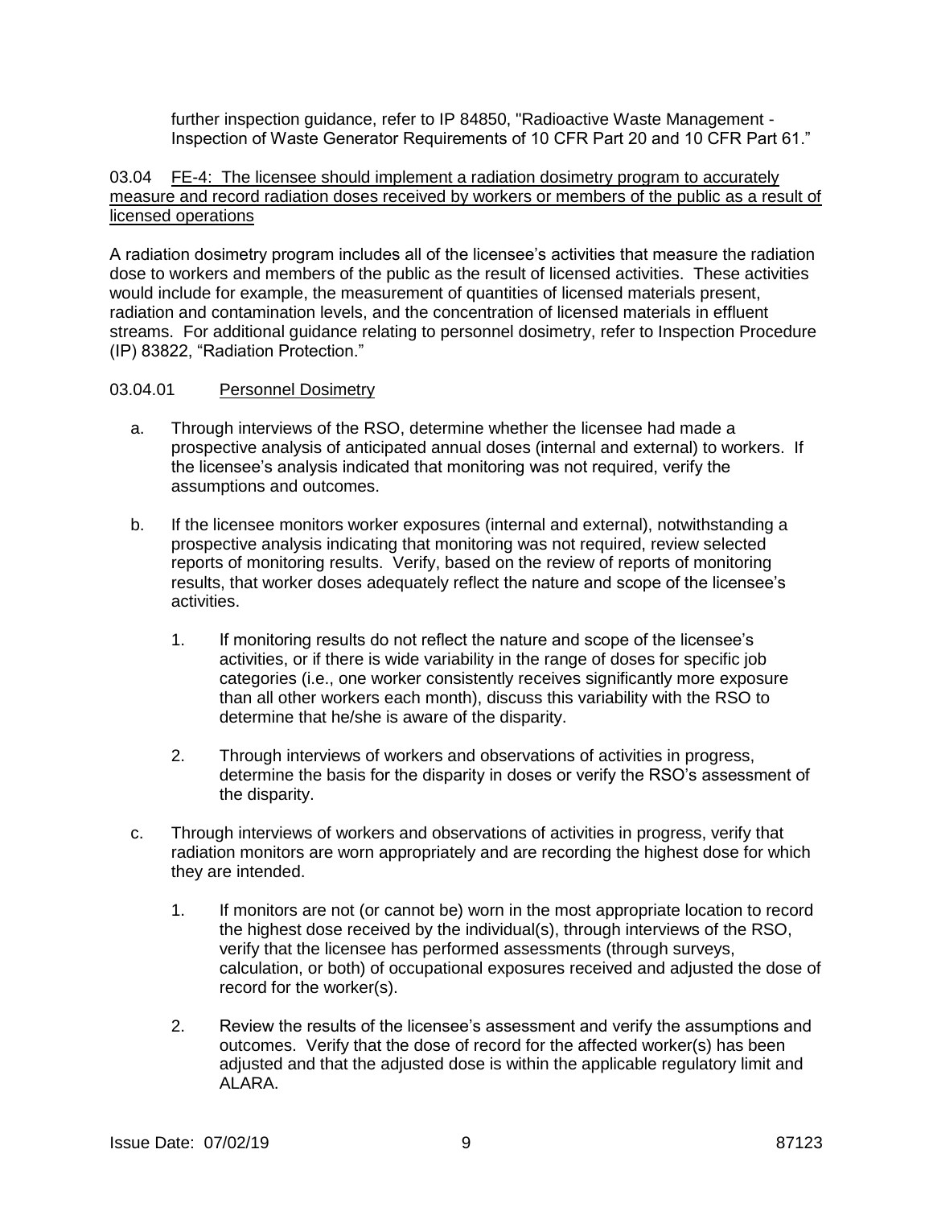further inspection guidance, refer to IP 84850, "Radioactive Waste Management - Inspection of Waste Generator Requirements of 10 CFR Part 20 and 10 CFR Part 61."

03.04 FE-4: The licensee should implement a radiation dosimetry program to accurately measure and record radiation doses received by workers or members of the public as a result of licensed operations

A radiation dosimetry program includes all of the licensee's activities that measure the radiation dose to workers and members of the public as the result of licensed activities. These activities would include for example, the measurement of quantities of licensed materials present, radiation and contamination levels, and the concentration of licensed materials in effluent streams. For additional guidance relating to personnel dosimetry, refer to Inspection Procedure (IP) 83822, "Radiation Protection."

03.04.01 Personnel Dosimetry

a. Through interviews of the RSO, determine whether the licensee had made a prospective analysis of anticipated annual doses (internal and external) to workers. If the licensee's analysis indicated that monitoring was not required, verify the assumptions and outcomes.

b. If the licensee monitors worker exposures (internal and external), notwithstanding a prospective analysis indicating that monitoring was not required, review selected reports of monitoring results. Verify, based on the review of reports of monitoring results, that worker doses adequately reflect the nature and scope of the licensee's activities.

   1. If monitoring results do not reflect the nature and scope of the licensee's activities, or if there is wide variability in the range of doses for specific job categories (i.e., one worker consistently receives significantly more exposure than all other workers each month), discuss this variability with the RSO to determine that he/she is aware of the disparity.

   2. Through interviews of workers and observations of activities in progress, determine the basis for the disparity in doses or verify the RSO's assessment of the disparity.

c. Through interviews of workers and observations of activities in progress, verify that radiation monitors are worn appropriately and are recording the highest dose for which they are intended.

   1. If monitors are not (or cannot be) worn in the most appropriate location to record the highest dose received by the individual(s), through interviews of the RSO, verify that the licensee has performed assessments (through surveys, calculation, or both) of occupational exposures received and adjusted the dose of record for the worker(s).

   2. Review the results of the licensee's assessment and verify the assumptions and outcomes. Verify that the dose of record for the affected worker(s) has been adjusted and that the adjusted dose is within the applicable regulatory limit and ALARA.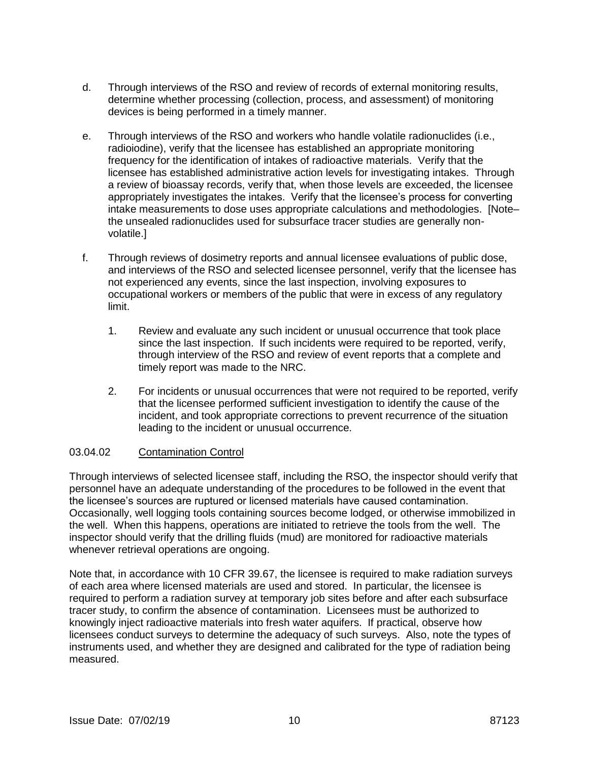d. Through interviews of the RSO and review of records of external monitoring results, determine whether processing (collection, process, and assessment) of monitoring devices is being performed in a timely manner.

e. Through interviews of the RSO and workers who handle volatile radionuclides (i.e., radioiodine), verify that the licensee has established an appropriate monitoring frequency for the identification of intakes of radioactive materials. Verify that the licensee has established administrative action levels for investigating intakes. Through a review of bioassay records, verify that, when those levels are exceeded, the licensee appropriately investigates the intakes. Verify that the licensee's process for converting intake measurements to dose uses appropriate calculations and methodologies. [Note– the unsealed radionuclides used for subsurface tracer studies are generally non-volatile.]

f. Through reviews of dosimetry reports and annual licensee evaluations of public dose, and interviews of the RSO and selected licensee personnel, verify that the licensee has not experienced any events, since the last inspection, involving exposures to occupational workers or members of the public that were in excess of any regulatory limit.

   1. Review and evaluate any such incident or unusual occurrence that took place since the last inspection. If such incidents were required to be reported, verify, through interview of the RSO and review of event reports that a complete and timely report was made to the NRC.

   2. For incidents or unusual occurrences that were not required to be reported, verify that the licensee performed sufficient investigation to identify the cause of the incident, and took appropriate corrections to prevent recurrence of the situation leading to the incident or unusual occurrence.

### 03.04.02 Contamination Control

Through interviews of selected licensee staff, including the RSO, the inspector should verify that personnel have an adequate understanding of the procedures to be followed in the event that the licensee's sources are ruptured or licensed materials have caused contamination. Occasionally, well logging tools containing sources become lodged, or otherwise immobilized in the well. When this happens, operations are initiated to retrieve the tools from the well. The inspector should verify that the drilling fluids (mud) are monitored for radioactive materials whenever retrieval operations are ongoing.

Note that, in accordance with 10 CFR 39.67, the licensee is required to make radiation surveys of each area where licensed materials are used and stored. In particular, the licensee is required to perform a radiation survey at temporary job sites before and after each subsurface tracer study, to confirm the absence of contamination. Licensees must be authorized to knowingly inject radioactive materials into fresh water aquifers. If practical, observe how licensees conduct surveys to determine the adequacy of such surveys. Also, note the types of instruments used, and whether they are designed and calibrated for the type of radiation being measured.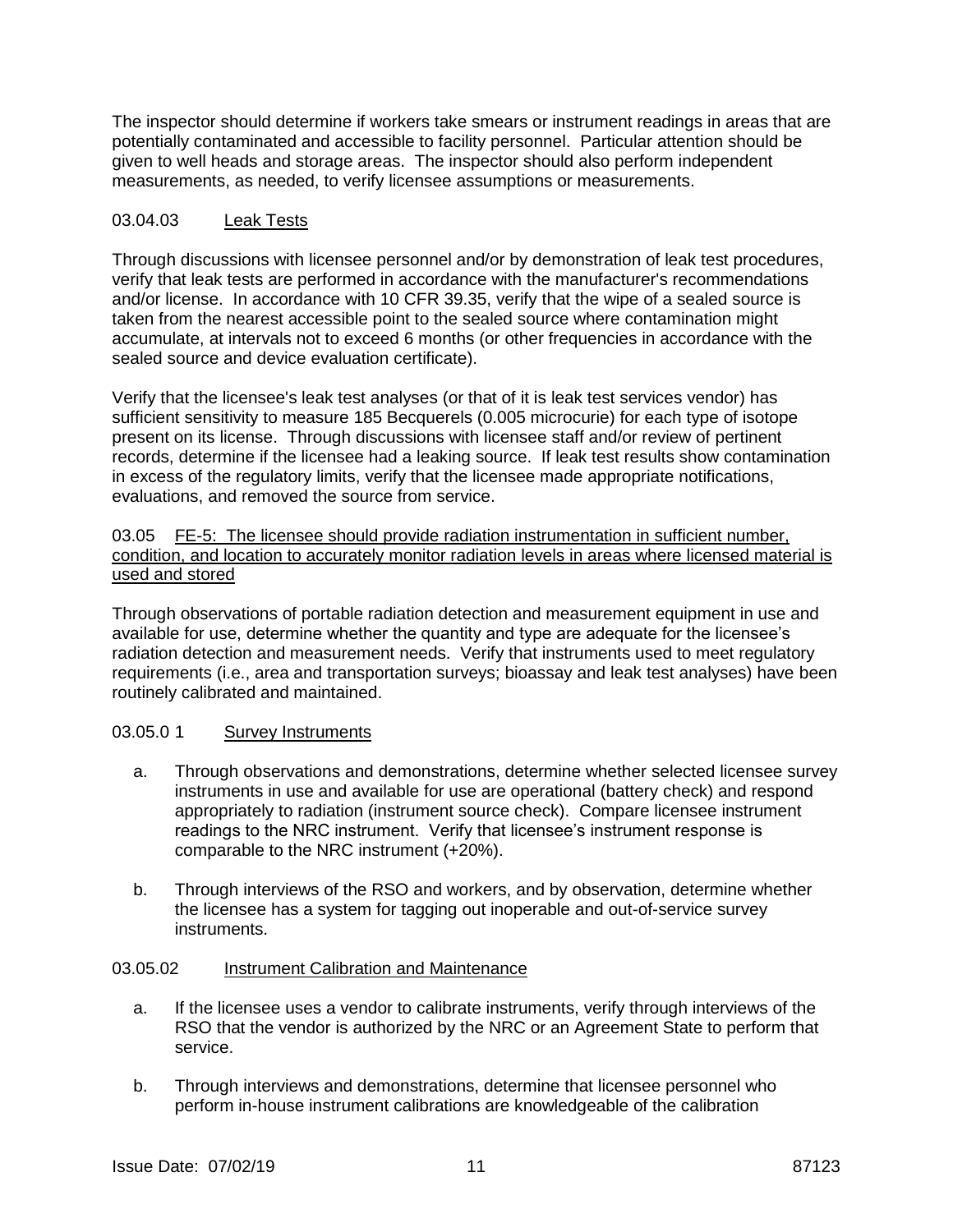The inspector should determine if workers take smears or instrument readings in areas that are potentially contaminated and accessible to facility personnel. Particular attention should be given to well heads and storage areas. The inspector should also perform independent measurements, as needed, to verify licensee assumptions or measurements.

03.04.03 Leak Tests

Through discussions with licensee personnel and/or by demonstration of leak test procedures, verify that leak tests are performed in accordance with the manufacturer's recommendations and/or license. In accordance with 10 CFR 39.35, verify that the wipe of a sealed source is taken from the nearest accessible point to the sealed source where contamination might accumulate, at intervals not to exceed 6 months (or other frequencies in accordance with the sealed source and device evaluation certificate).

Verify that the licensee's leak test analyses (or that of it is leak test services vendor) has sufficient sensitivity to measure 185 Becquerels (0.005 microcurie) for each type of isotope present on its license. Through discussions with licensee staff and/or review of pertinent records, determine if the licensee had a leaking source. If leak test results show contamination in excess of the regulatory limits, verify that the licensee made appropriate notifications, evaluations, and removed the source from service.

03.05 FE-5: The licensee should provide radiation instrumentation in sufficient number, condition, and location to accurately monitor radiation levels in areas where licensed material is used and stored

Through observations of portable radiation detection and measurement equipment in use and available for use, determine whether the quantity and type are adequate for the licensee's radiation detection and measurement needs. Verify that instruments used to meet regulatory requirements (i.e., area and transportation surveys; bioassay and leak test analyses) have been routinely calibrated and maintained.

03.05.0 1 Survey Instruments

a. Through observations and demonstrations, determine whether selected licensee survey instruments in use and available for use are operational (battery check) and respond appropriately to radiation (instrument source check). Compare licensee instrument readings to the NRC instrument. Verify that licensee's instrument response is comparable to the NRC instrument (+20%).

b. Through interviews of the RSO and workers, and by observation, determine whether the licensee has a system for tagging out inoperable and out-of-service survey instruments.

03.05.02 Instrument Calibration and Maintenance

a. If the licensee uses a vendor to calibrate instruments, verify through interviews of the RSO that the vendor is authorized by the NRC or an Agreement State to perform that service.

b. Through interviews and demonstrations, determine that licensee personnel who perform in-house instrument calibrations are knowledgeable of the calibration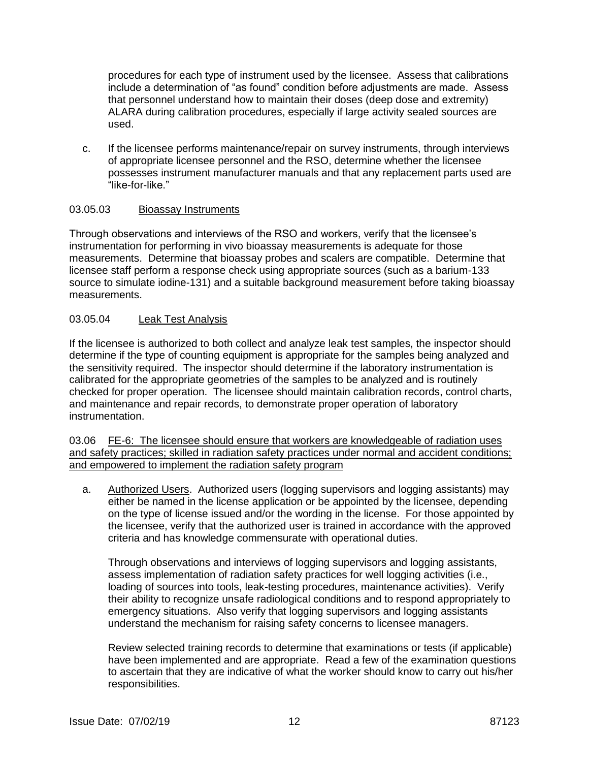procedures for each type of instrument used by the licensee. Assess that calibrations include a determination of "as found" condition before adjustments are made. Assess that personnel understand how to maintain their doses (deep dose and extremity) ALARA during calibration procedures, especially if large activity sealed sources are used.

c. If the licensee performs maintenance/repair on survey instruments, through interviews of appropriate licensee personnel and the RSO, determine whether the licensee possesses instrument manufacturer manuals and that any replacement parts used are "like-for-like."

03.05.03 Bioassay Instruments

Through observations and interviews of the RSO and workers, verify that the licensee's instrumentation for performing in vivo bioassay measurements is adequate for those measurements. Determine that bioassay probes and scalers are compatible. Determine that licensee staff perform a response check using appropriate sources (such as a barium-133 source to simulate iodine-131) and a suitable background measurement before taking bioassay measurements.

03.05.04 Leak Test Analysis

If the licensee is authorized to both collect and analyze leak test samples, the inspector should determine if the type of counting equipment is appropriate for the samples being analyzed and the sensitivity required. The inspector should determine if the laboratory instrumentation is calibrated for the appropriate geometries of the samples to be analyzed and is routinely checked for proper operation. The licensee should maintain calibration records, control charts, and maintenance and repair records, to demonstrate proper operation of laboratory instrumentation.

03.06 FE-6: The licensee should ensure that workers are knowledgeable of radiation uses and safety practices; skilled in radiation safety practices under normal and accident conditions; and empowered to implement the radiation safety program

a. Authorized Users. Authorized users (logging supervisors and logging assistants) may either be named in the license application or be appointed by the licensee, depending on the type of license issued and/or the wording in the license. For those appointed by the licensee, verify that the authorized user is trained in accordance with the approved criteria and has knowledge commensurate with operational duties.

   Through observations and interviews of logging supervisors and logging assistants, assess implementation of radiation safety practices for well logging activities (i.e., loading of sources into tools, leak-testing procedures, maintenance activities). Verify their ability to recognize unsafe radiological conditions and to respond appropriately to emergency situations. Also verify that logging supervisors and logging assistants understand the mechanism for raising safety concerns to licensee managers.

   Review selected training records to determine that examinations or tests (if applicable) have been implemented and are appropriate. Read a few of the examination questions to ascertain that they are indicative of what the worker should know to carry out his/her responsibilities.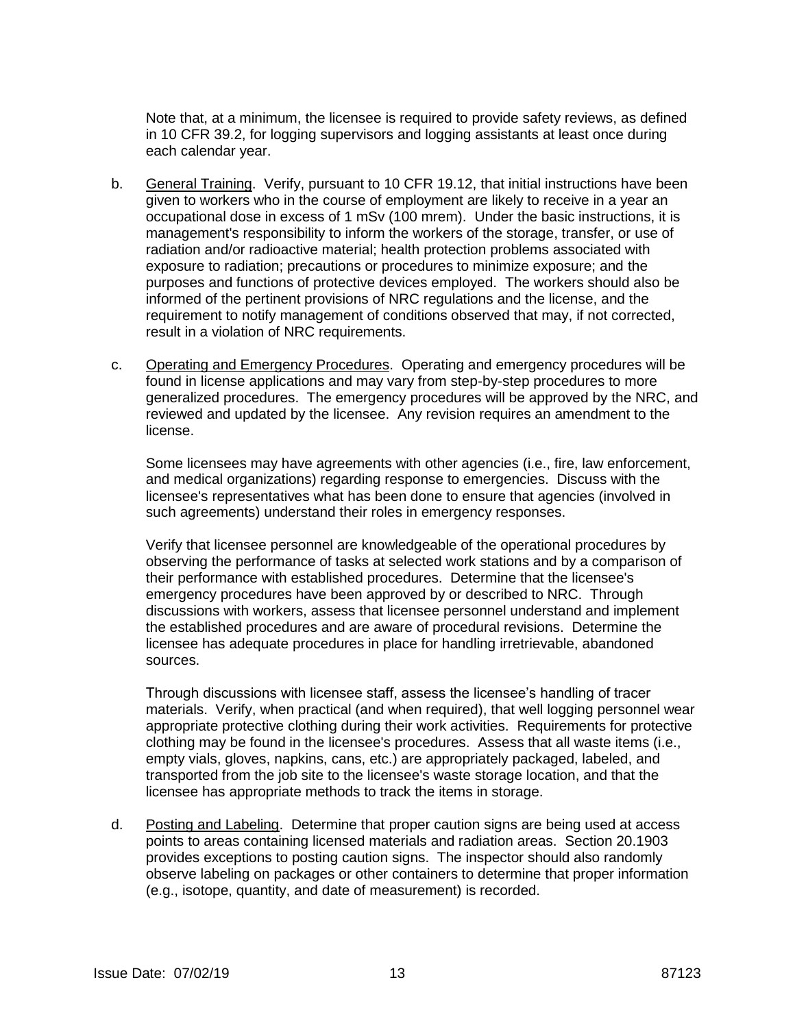Note that, at a minimum, the licensee is required to provide safety reviews, as defined in 10 CFR 39.2, for logging supervisors and logging assistants at least once during each calendar year.

b. General Training. Verify, pursuant to 10 CFR 19.12, that initial instructions have been given to workers who in the course of employment are likely to receive in a year an occupational dose in excess of 1 mSv (100 mrem). Under the basic instructions, it is management's responsibility to inform the workers of the storage, transfer, or use of radiation and/or radioactive material; health protection problems associated with exposure to radiation; precautions or procedures to minimize exposure; and the purposes and functions of protective devices employed. The workers should also be informed of the pertinent provisions of NRC regulations and the license, and the requirement to notify management of conditions observed that may, if not corrected, result in a violation of NRC requirements.

c. Operating and Emergency Procedures. Operating and emergency procedures will be found in license applications and may vary from step-by-step procedures to more generalized procedures. The emergency procedures will be approved by the NRC, and reviewed and updated by the licensee. Any revision requires an amendment to the license.

   Some licensees may have agreements with other agencies (i.e., fire, law enforcement, and medical organizations) regarding response to emergencies. Discuss with the licensee's representatives what has been done to ensure that agencies (involved in such agreements) understand their roles in emergency responses.

   Verify that licensee personnel are knowledgeable of the operational procedures by observing the performance of tasks at selected work stations and by a comparison of their performance with established procedures. Determine that the licensee's emergency procedures have been approved by or described to NRC. Through discussions with workers, assess that licensee personnel understand and implement the established procedures and are aware of procedural revisions. Determine the licensee has adequate procedures in place for handling irretrievable, abandoned sources.

   Through discussions with licensee staff, assess the licensee's handling of tracer materials. Verify, when practical (and when required), that well logging personnel wear appropriate protective clothing during their work activities. Requirements for protective clothing may be found in the licensee's procedures. Assess that all waste items (i.e., empty vials, gloves, napkins, cans, etc.) are appropriately packaged, labeled, and transported from the job site to the licensee's waste storage location, and that the licensee has appropriate methods to track the items in storage.

d. Posting and Labeling. Determine that proper caution signs are being used at access points to areas containing licensed materials and radiation areas. Section 20.1903 provides exceptions to posting caution signs. The inspector should also randomly observe labeling on packages or other containers to determine that proper information (e.g., isotope, quantity, and date of measurement) is recorded.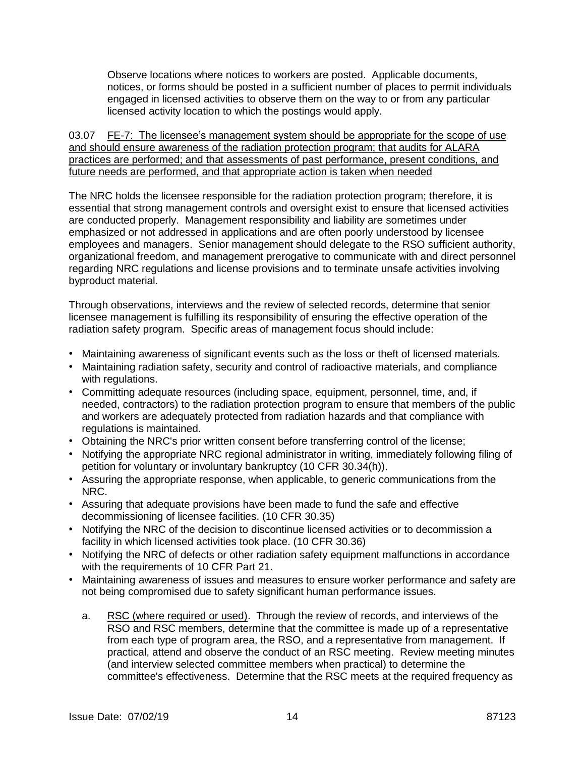Observe locations where notices to workers are posted. Applicable documents, notices, or forms should be posted in a sufficient number of places to permit individuals engaged in licensed activities to observe them on the way to or from any particular licensed activity location to which the postings would apply.

03.07 <u>FE-7: The licensee's management system should be appropriate for the scope of use and should ensure awareness of the radiation protection program; that audits for ALARA practices are performed; and that assessments of past performance, present conditions, and future needs are performed, and that appropriate action is taken when needed</u>

The NRC holds the licensee responsible for the radiation protection program; therefore, it is essential that strong management controls and oversight exist to ensure that licensed activities are conducted properly. Management responsibility and liability are sometimes under emphasized or not addressed in applications and are often poorly understood by licensee employees and managers. Senior management should delegate to the RSO sufficient authority, organizational freedom, and management prerogative to communicate with and direct personnel regarding NRC regulations and license provisions and to terminate unsafe activities involving byproduct material.

Through observations, interviews and the review of selected records, determine that senior licensee management is fulfilling its responsibility of ensuring the effective operation of the radiation safety program. Specific areas of management focus should include:

- Maintaining awareness of significant events such as the loss or theft of licensed materials.
- Maintaining radiation safety, security and control of radioactive materials, and compliance with regulations.
- Committing adequate resources (including space, equipment, personnel, time, and, if needed, contractors) to the radiation protection program to ensure that members of the public and workers are adequately protected from radiation hazards and that compliance with regulations is maintained.
- Obtaining the NRC's prior written consent before transferring control of the license;
- Notifying the appropriate NRC regional administrator in writing, immediately following filing of petition for voluntary or involuntary bankruptcy (10 CFR 30.34(h)).
- Assuring the appropriate response, when applicable, to generic communications from the NRC.
- Assuring that adequate provisions have been made to fund the safe and effective decommissioning of licensee facilities. (10 CFR 30.35)
- Notifying the NRC of the decision to discontinue licensed activities or to decommission a facility in which licensed activities took place. (10 CFR 30.36)
- Notifying the NRC of defects or other radiation safety equipment malfunctions in accordance with the requirements of 10 CFR Part 21.
- Maintaining awareness of issues and measures to ensure worker performance and safety are not being compromised due to safety significant human performance issues.

  a. <u>RSC (where required or used)</u>. Through the review of records, and interviews of the RSO and RSC members, determine that the committee is made up of a representative from each type of program area, the RSO, and a representative from management. If practical, attend and observe the conduct of an RSC meeting. Review meeting minutes (and interview selected committee members when practical) to determine the committee's effectiveness. Determine that the RSC meets at the required frequency as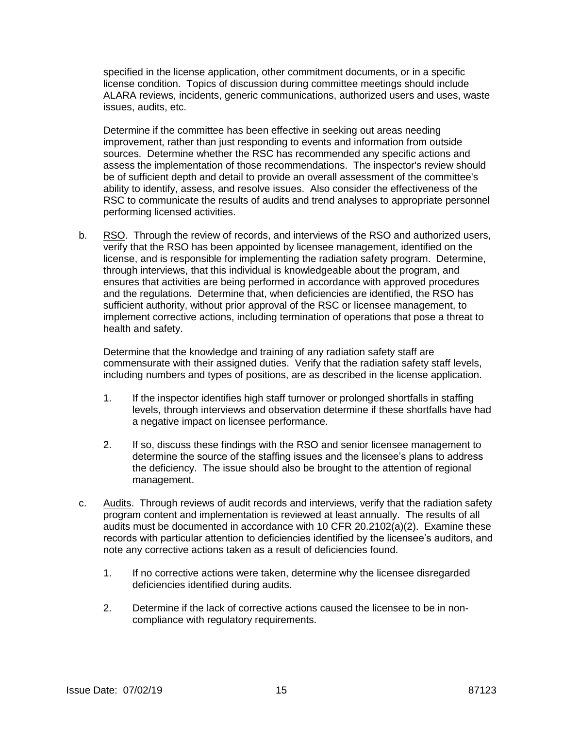specified in the license application, other commitment documents, or in a specific license condition. Topics of discussion during committee meetings should include ALARA reviews, incidents, generic communications, authorized users and uses, waste issues, audits, etc.

Determine if the committee has been effective in seeking out areas needing improvement, rather than just responding to events and information from outside sources. Determine whether the RSC has recommended any specific actions and assess the implementation of those recommendations. The inspector's review should be of sufficient depth and detail to provide an overall assessment of the committee's ability to identify, assess, and resolve issues. Also consider the effectiveness of the RSC to communicate the results of audits and trend analyses to appropriate personnel performing licensed activities.

b. RSO. Through the review of records, and interviews of the RSO and authorized users, verify that the RSO has been appointed by licensee management, identified on the license, and is responsible for implementing the radiation safety program. Determine, through interviews, that this individual is knowledgeable about the program, and ensures that activities are being performed in accordance with approved procedures and the regulations. Determine that, when deficiencies are identified, the RSO has sufficient authority, without prior approval of the RSC or licensee management, to implement corrective actions, including termination of operations that pose a threat to health and safety.

   Determine that the knowledge and training of any radiation safety staff are commensurate with their assigned duties. Verify that the radiation safety staff levels, including numbers and types of positions, are as described in the license application.

   1. If the inspector identifies high staff turnover or prolonged shortfalls in staffing levels, through interviews and observation determine if these shortfalls have had a negative impact on licensee performance.

   2. If so, discuss these findings with the RSO and senior licensee management to determine the source of the staffing issues and the licensee's plans to address the deficiency. The issue should also be brought to the attention of regional management.

c. Audits. Through reviews of audit records and interviews, verify that the radiation safety program content and implementation is reviewed at least annually. The results of all audits must be documented in accordance with 10 CFR 20.2102(a)(2). Examine these records with particular attention to deficiencies identified by the licensee's auditors, and note any corrective actions taken as a result of deficiencies found.

   1. If no corrective actions were taken, determine why the licensee disregarded deficiencies identified during audits.

   2. Determine if the lack of corrective actions caused the licensee to be in non-compliance with regulatory requirements.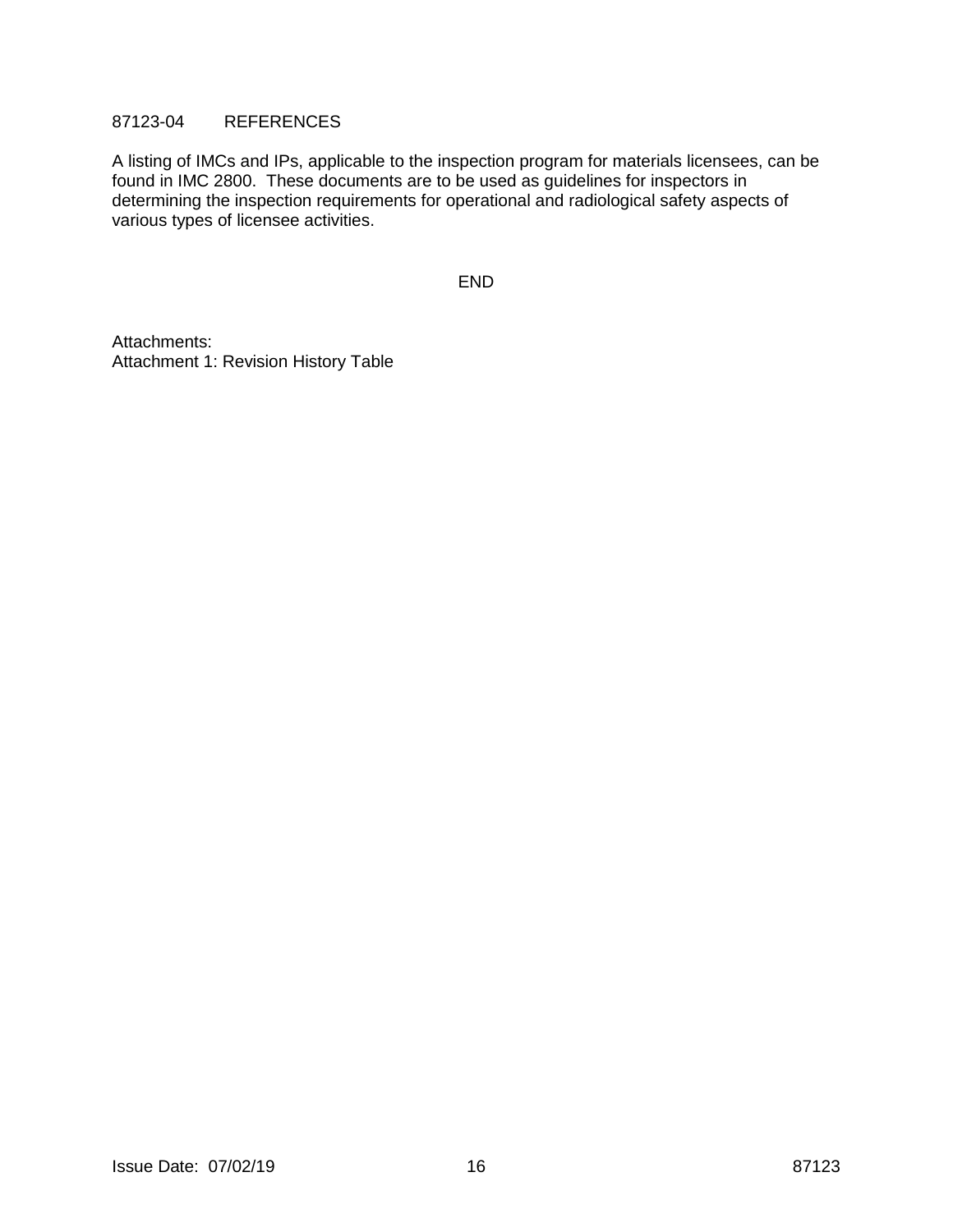## 87123-04 REFERENCES

A listing of IMCs and IPs, applicable to the inspection program for materials licensees, can be found in IMC 2800. These documents are to be used as guidelines for inspectors in determining the inspection requirements for operational and radiological safety aspects of various types of licensee activities.

END

Attachments:
Attachment 1: Revision History Table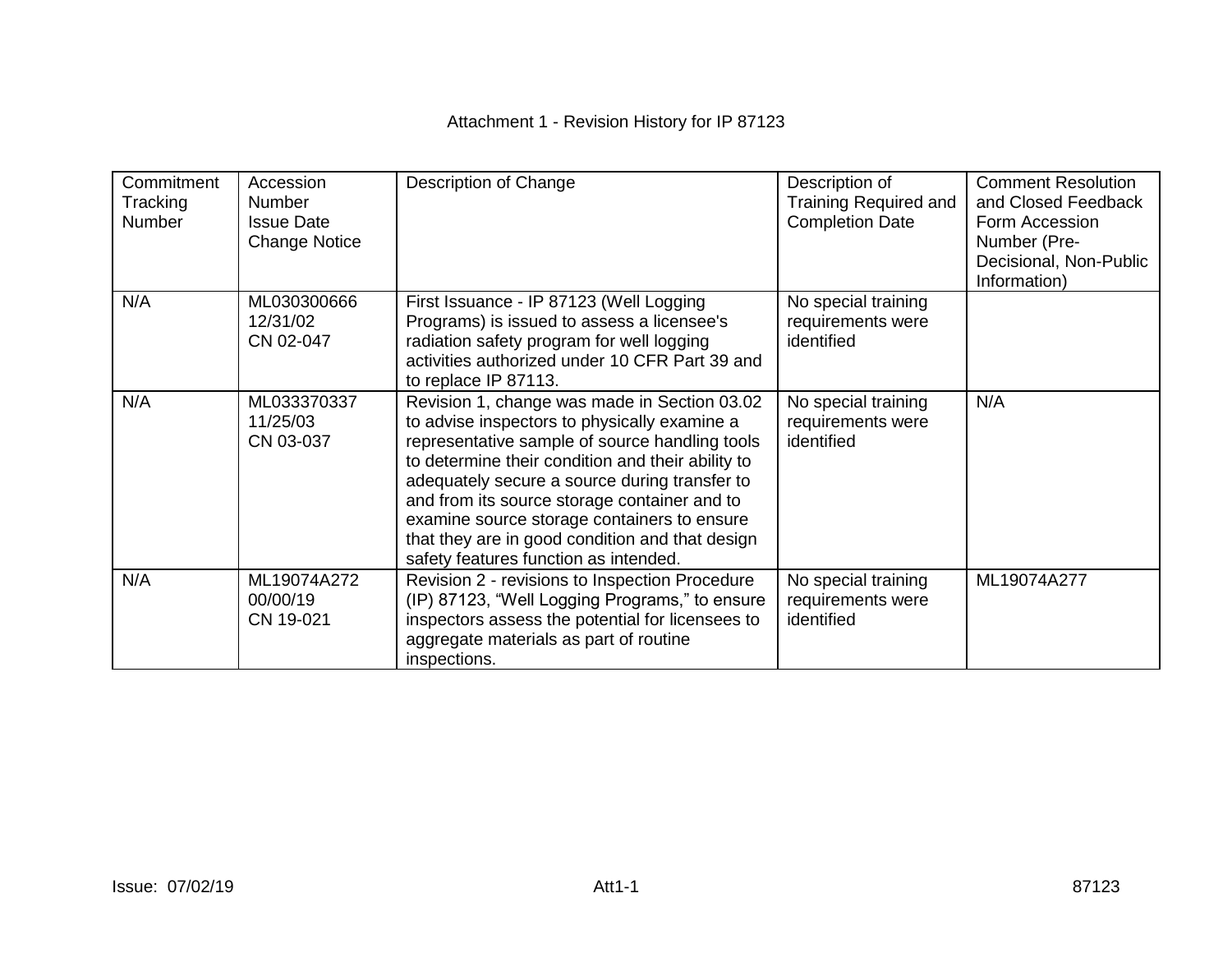Attachment 1 - Revision History for IP 87123

| Commitment Tracking Number | Accession Number Issue Date Change Notice | Description of Change | Description of Training Required and Completion Date | Comment Resolution and Closed Feedback Form Accession Number (Pre-Decisional, Non-Public Information) |
|---|---|---|---|---|
| N/A | ML030300666 12/31/02 CN 02-047 | First Issuance - IP 87123 (Well Logging Programs) is issued to assess a licensee's radiation safety program for well logging activities authorized under 10 CFR Part 39 and to replace IP 87113. | No special training requirements were identified | |
| N/A | ML033370337 11/25/03 CN 03-037 | Revision 1, change was made in Section 03.02 to advise inspectors to physically examine a representative sample of source handling tools to determine their condition and their ability to adequately secure a source during transfer to and from its source storage container and to examine source storage containers to ensure that they are in good condition and that design safety features function as intended. | No special training requirements were identified | N/A |
| N/A | ML19074A272 00/00/19 CN 19-021 | Revision 2 - revisions to Inspection Procedure (IP) 87123, "Well Logging Programs," to ensure inspectors assess the potential for licensees to aggregate materials as part of routine inspections. | No special training requirements were identified | ML19074A277 |